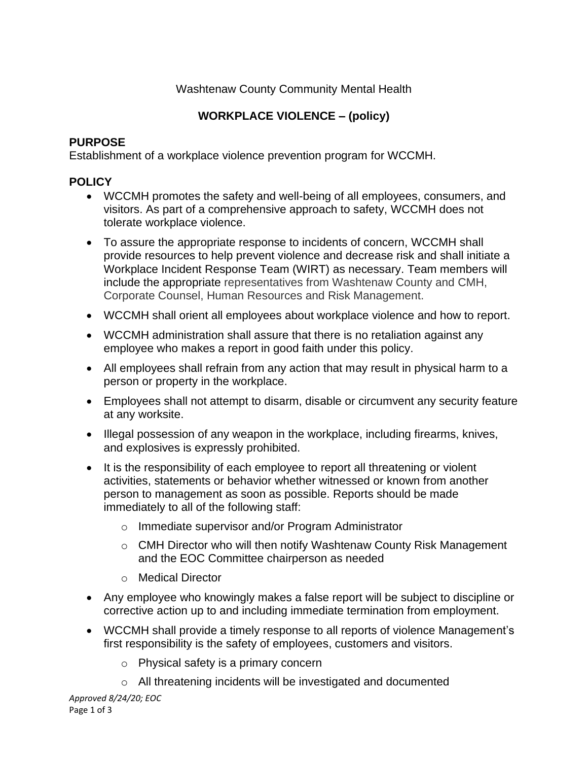Washtenaw County Community Mental Health

**WORKPLACE VIOLENCE – (policy)**

## PURPOSE

Establishment of a workplace violence prevention program for WCCMH.

## POLICY

- WCCMH promotes the safety and well-being of all employees, consumers, and visitors. As part of a comprehensive approach to safety, WCCMH does not tolerate workplace violence.
- To assure the appropriate response to incidents of concern, WCCMH shall provide resources to help prevent violence and decrease risk and shall initiate a Workplace Incident Response Team (WIRT) as necessary. Team members will include the appropriate representatives from Washtenaw County and CMH, Corporate Counsel, Human Resources and Risk Management.
- WCCMH shall orient all employees about workplace violence and how to report.
- WCCMH administration shall assure that there is no retaliation against any employee who makes a report in good faith under this policy.
- All employees shall refrain from any action that may result in physical harm to a person or property in the workplace.
- Employees shall not attempt to disarm, disable or circumvent any security feature at any worksite.
- Illegal possession of any weapon in the workplace, including firearms, knives, and explosives is expressly prohibited.
- It is the responsibility of each employee to report all threatening or violent activities, statements or behavior whether witnessed or known from another person to management as soon as possible. Reports should be made immediately to all of the following staff:
    - Immediate supervisor and/or Program Administrator
    - CMH Director who will then notify Washtenaw County Risk Management and the EOC Committee chairperson as needed
    - Medical Director
- Any employee who knowingly makes a false report will be subject to discipline or corrective action up to and including immediate termination from employment.
- WCCMH shall provide a timely response to all reports of violence Management's first responsibility is the safety of employees, customers and visitors.
    - Physical safety is a primary concern
    - All threatening incidents will be investigated and documented

*Approved 8/24/20; EOC*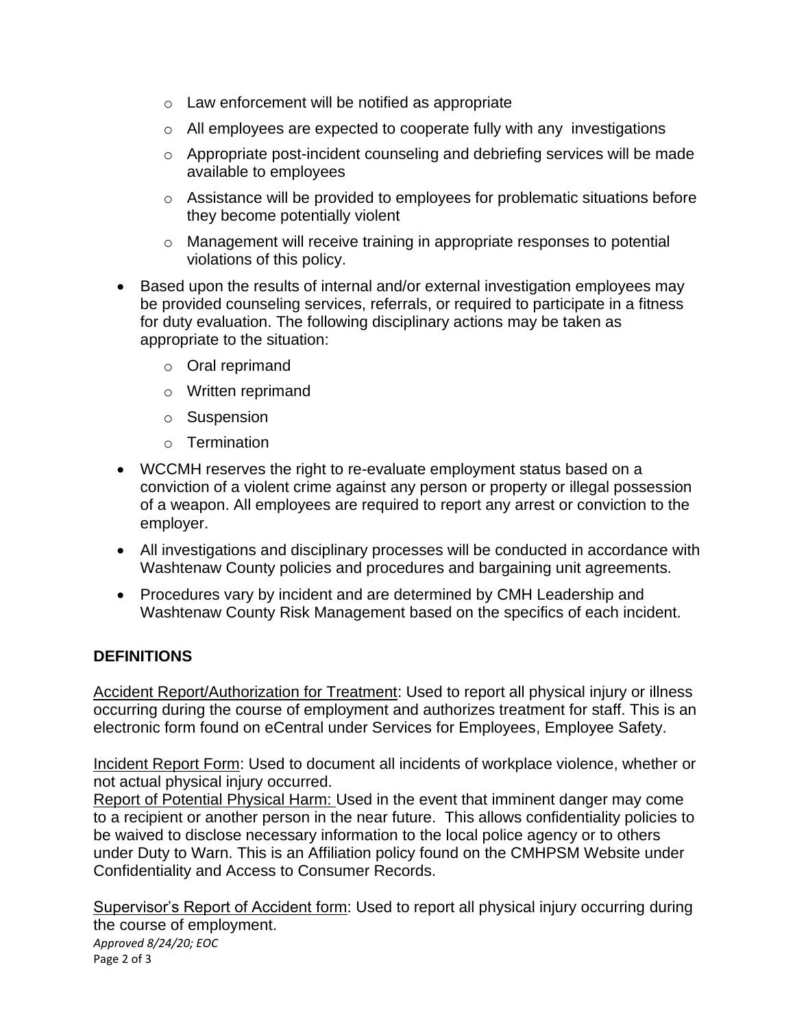- Law enforcement will be notified as appropriate
  - All employees are expected to cooperate fully with any investigations
  - Appropriate post-incident counseling and debriefing services will be made available to employees
  - Assistance will be provided to employees for problematic situations before they become potentially violent
  - Management will receive training in appropriate responses to potential violations of this policy.
- Based upon the results of internal and/or external investigation employees may be provided counseling services, referrals, or required to participate in a fitness for duty evaluation. The following disciplinary actions may be taken as appropriate to the situation:
  - Oral reprimand
  - Written reprimand
  - Suspension
  - Termination
- WCCMH reserves the right to re-evaluate employment status based on a conviction of a violent crime against any person or property or illegal possession of a weapon. All employees are required to report any arrest or conviction to the employer.
- All investigations and disciplinary processes will be conducted in accordance with Washtenaw County policies and procedures and bargaining unit agreements.
- Procedures vary by incident and are determined by CMH Leadership and Washtenaw County Risk Management based on the specifics of each incident.

## DEFINITIONS

Accident Report/Authorization for Treatment: Used to report all physical injury or illness occurring during the course of employment and authorizes treatment for staff. This is an electronic form found on eCentral under Services for Employees, Employee Safety.

Incident Report Form: Used to document all incidents of workplace violence, whether or not actual physical injury occurred.

Report of Potential Physical Harm: Used in the event that imminent danger may come to a recipient or another person in the near future. This allows confidentiality policies to be waived to disclose necessary information to the local police agency or to others under Duty to Warn. This is an Affiliation policy found on the CMHPSM Website under Confidentiality and Access to Consumer Records.

Supervisor's Report of Accident form: Used to report all physical injury occurring during the course of employment.

*Approved 8/24/20; EOC*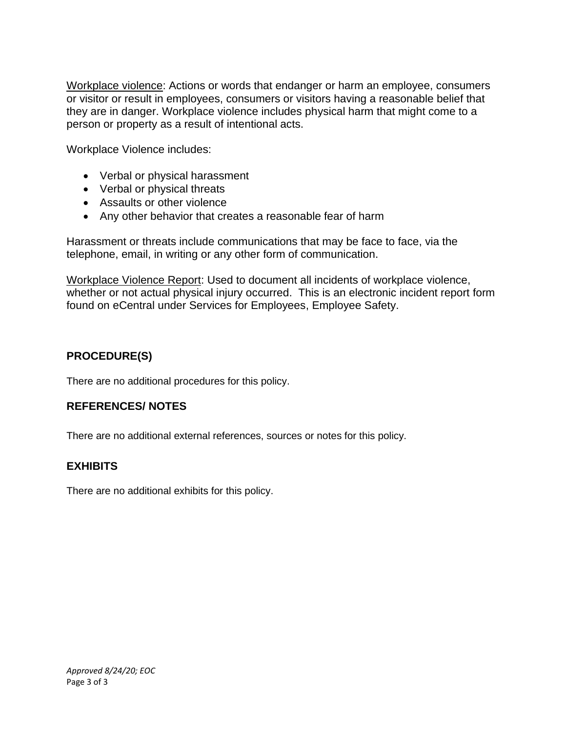Workplace violence: Actions or words that endanger or harm an employee, consumers or visitor or result in employees, consumers or visitors having a reasonable belief that they are in danger. Workplace violence includes physical harm that might come to a person or property as a result of intentional acts.

Workplace Violence includes:

- Verbal or physical harassment
- Verbal or physical threats
- Assaults or other violence
- Any other behavior that creates a reasonable fear of harm

Harassment or threats include communications that may be face to face, via the telephone, email, in writing or any other form of communication.

Workplace Violence Report: Used to document all incidents of workplace violence, whether or not actual physical injury occurred. This is an electronic incident report form found on eCentral under Services for Employees, Employee Safety.

## PROCEDURE(S)

There are no additional procedures for this policy.

## REFERENCES/ NOTES

There are no additional external references, sources or notes for this policy.

## EXHIBITS

There are no additional exhibits for this policy.

*Approved 8/24/20; EOC*